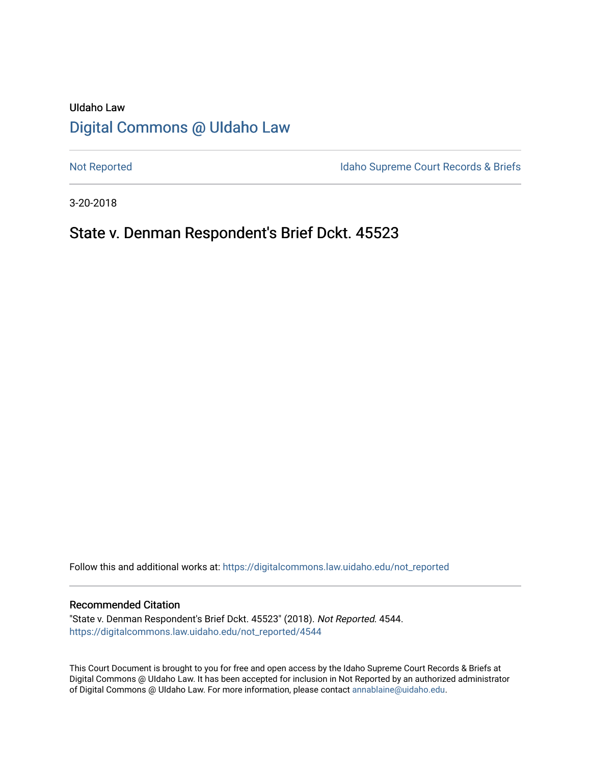UIdaho Law

# Digital Commons @ UIdaho Law

Not Reported

Idaho Supreme Court Records & Briefs

3-20-2018

## State v. Denman Respondent's Brief Dckt. 45523

Follow this and additional works at: https://digitalcommons.law.uidaho.edu/not_reported

### Recommended Citation

"State v. Denman Respondent's Brief Dckt. 45523" (2018). *Not Reported*. 4544.
https://digitalcommons.law.uidaho.edu/not_reported/4544

This Court Document is brought to you for free and open access by the Idaho Supreme Court Records & Briefs at Digital Commons @ UIdaho Law. It has been accepted for inclusion in Not Reported by an authorized administrator of Digital Commons @ UIdaho Law. For more information, please contact annablaine@uidaho.edu.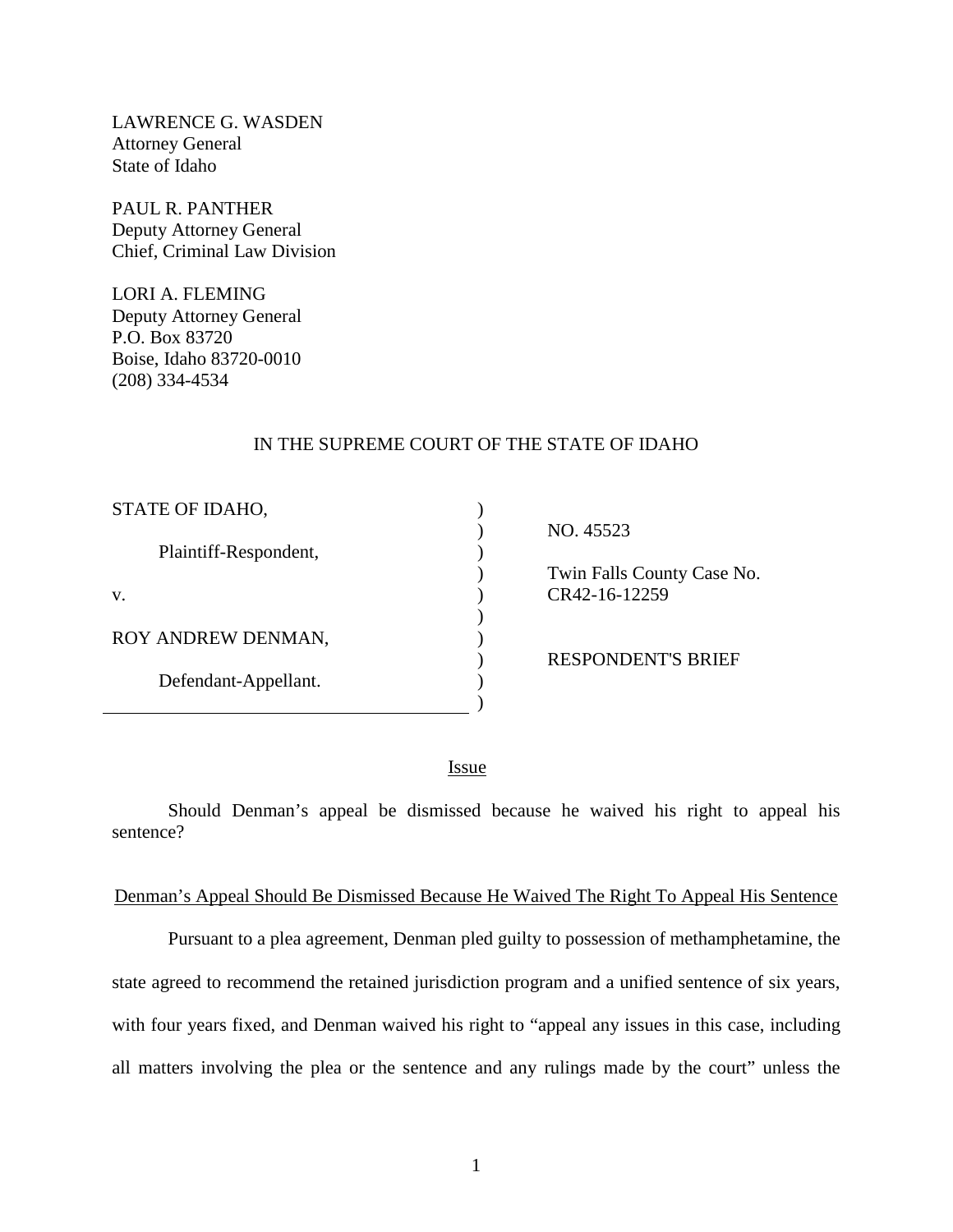LAWRENCE G. WASDEN
Attorney General
State of Idaho

PAUL R. PANTHER
Deputy Attorney General
Chief, Criminal Law Division

LORI A. FLEMING
Deputy Attorney General
P.O. Box 83720
Boise, Idaho 83720-0010
(208) 334-4534

IN THE SUPREME COURT OF THE STATE OF IDAHO

| | |
|---|---|
| STATE OF IDAHO, | NO. 45523 |
| Plaintiff-Respondent, | Twin Falls County Case No. CR42-16-12259 |
| v. | |
| ROY ANDREW DENMAN, | RESPONDENT'S BRIEF |
| Defendant-Appellant. | |

## Issue

Should Denman's appeal be dismissed because he waived his right to appeal his sentence?

## Denman's Appeal Should Be Dismissed Because He Waived The Right To Appeal His Sentence

Pursuant to a plea agreement, Denman pled guilty to possession of methamphetamine, the state agreed to recommend the retained jurisdiction program and a unified sentence of six years, with four years fixed, and Denman waived his right to "appeal any issues in this case, including all matters involving the plea or the sentence and any rulings made by the court" unless the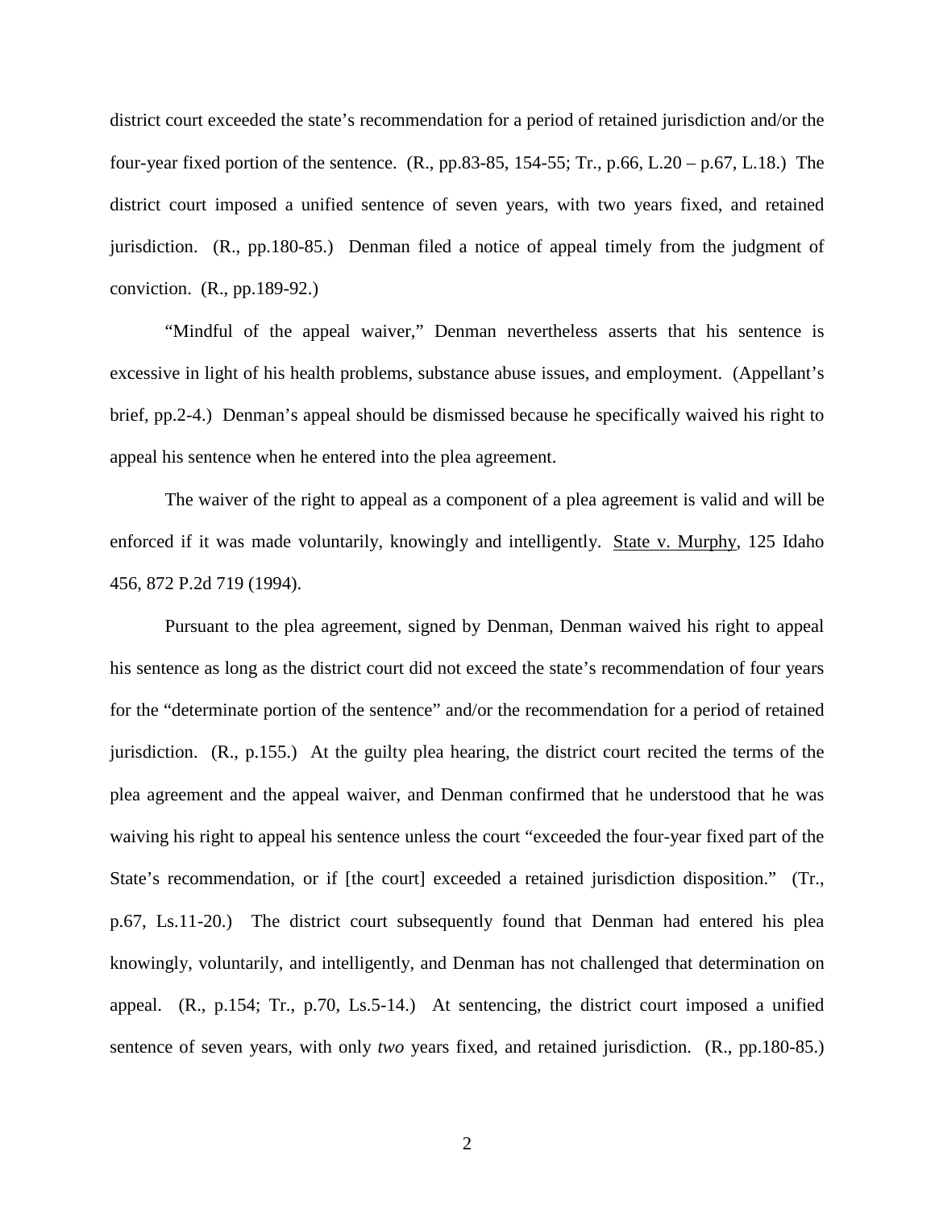district court exceeded the state's recommendation for a period of retained jurisdiction and/or the four-year fixed portion of the sentence. (R., pp.83-85, 154-55; Tr., p.66, L.20 – p.67, L.18.) The district court imposed a unified sentence of seven years, with two years fixed, and retained jurisdiction. (R., pp.180-85.) Denman filed a notice of appeal timely from the judgment of conviction. (R., pp.189-92.)

"Mindful of the appeal waiver," Denman nevertheless asserts that his sentence is excessive in light of his health problems, substance abuse issues, and employment. (Appellant's brief, pp.2-4.) Denman's appeal should be dismissed because he specifically waived his right to appeal his sentence when he entered into the plea agreement.

The waiver of the right to appeal as a component of a plea agreement is valid and will be enforced if it was made voluntarily, knowingly and intelligently. State v. Murphy, 125 Idaho 456, 872 P.2d 719 (1994).

Pursuant to the plea agreement, signed by Denman, Denman waived his right to appeal his sentence as long as the district court did not exceed the state's recommendation of four years for the "determinate portion of the sentence" and/or the recommendation for a period of retained jurisdiction. (R., p.155.) At the guilty plea hearing, the district court recited the terms of the plea agreement and the appeal waiver, and Denman confirmed that he understood that he was waiving his right to appeal his sentence unless the court "exceeded the four-year fixed part of the State's recommendation, or if [the court] exceeded a retained jurisdiction disposition." (Tr., p.67, Ls.11-20.) The district court subsequently found that Denman had entered his plea knowingly, voluntarily, and intelligently, and Denman has not challenged that determination on appeal. (R., p.154; Tr., p.70, Ls.5-14.) At sentencing, the district court imposed a unified sentence of seven years, with only *two* years fixed, and retained jurisdiction. (R., pp.180-85.)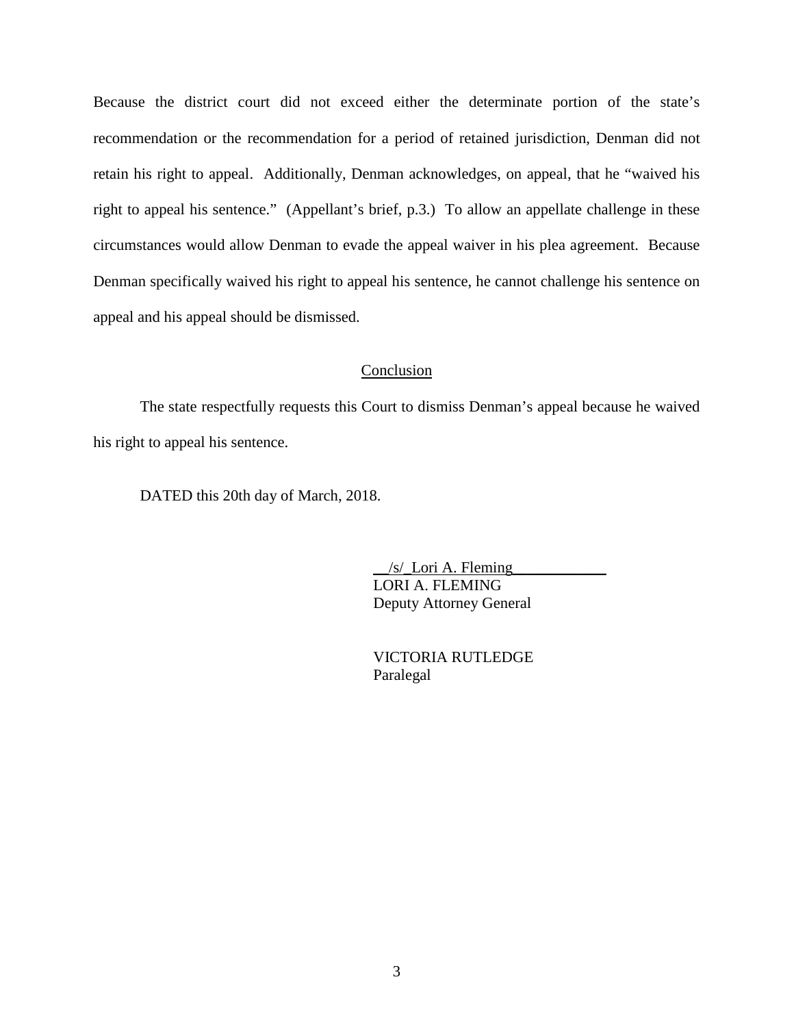Because the district court did not exceed either the determinate portion of the state's recommendation or the recommendation for a period of retained jurisdiction, Denman did not retain his right to appeal. Additionally, Denman acknowledges, on appeal, that he "waived his right to appeal his sentence." (Appellant's brief, p.3.) To allow an appellate challenge in these circumstances would allow Denman to evade the appeal waiver in his plea agreement. Because Denman specifically waived his right to appeal his sentence, he cannot challenge his sentence on appeal and his appeal should be dismissed.

## Conclusion

The state respectfully requests this Court to dismiss Denman's appeal because he waived his right to appeal his sentence.

DATED this 20th day of March, 2018.

__/s/_Lori A. Fleming____________
LORI A. FLEMING
Deputy Attorney General

VICTORIA RUTLEDGE
Paralegal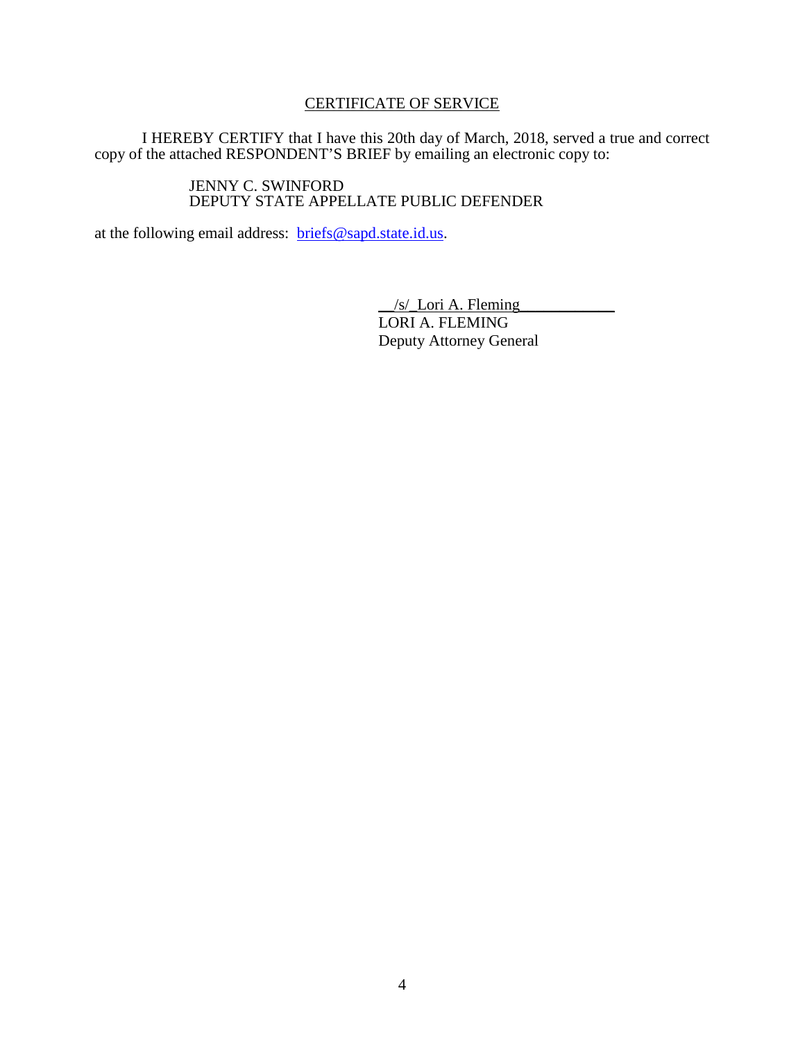## CERTIFICATE OF SERVICE

I HEREBY CERTIFY that I have this 20th day of March, 2018, served a true and correct copy of the attached RESPONDENT'S BRIEF by emailing an electronic copy to:

JENNY C. SWINFORD  
DEPUTY STATE APPELLATE PUBLIC DEFENDER

at the following email address: briefs@sapd.state.id.us.

__/s/_Lori A. Fleming____________  
LORI A. FLEMING  
Deputy Attorney General